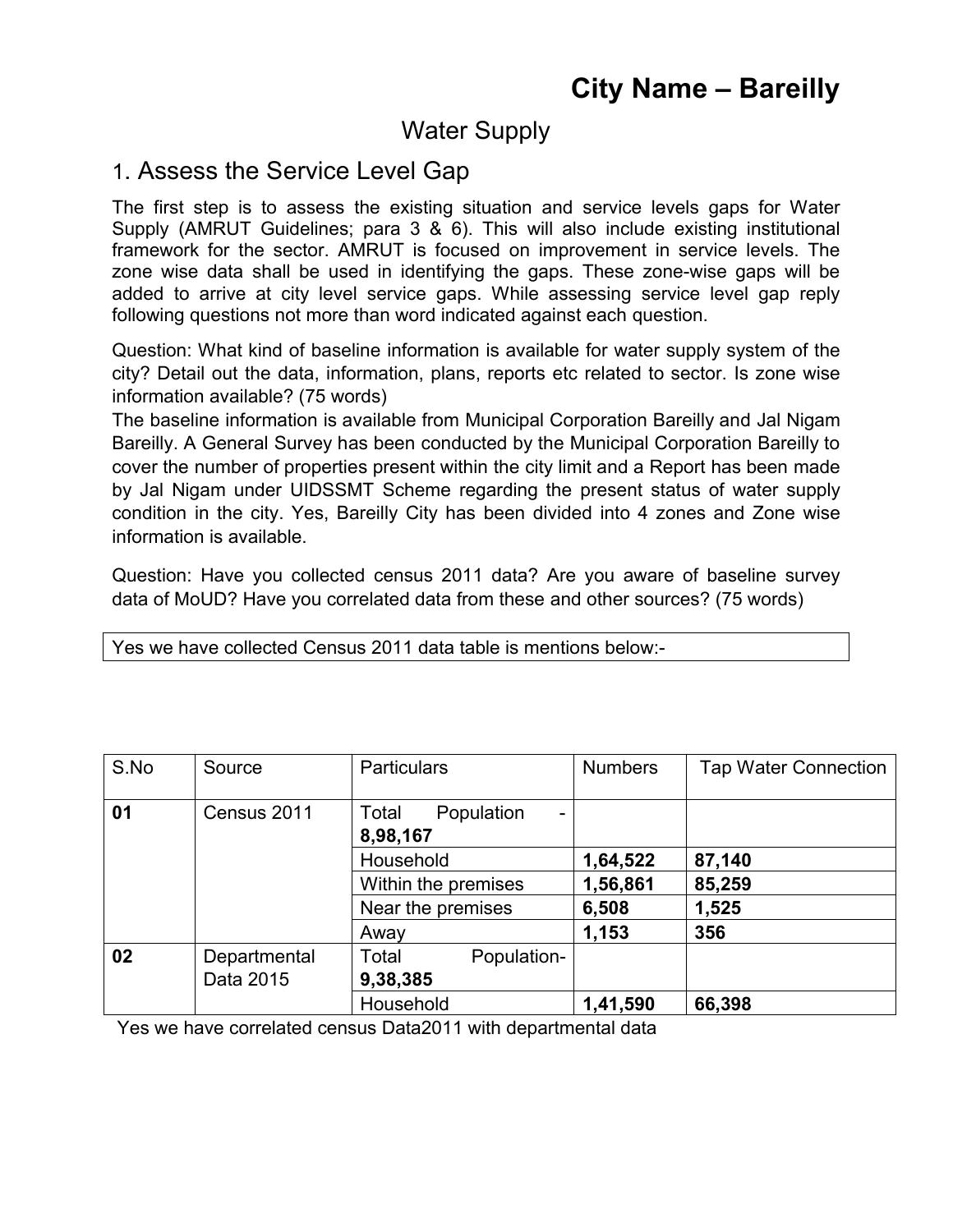# City Name – Bareilly

## Water Supply

### 1. Assess the Service Level Gap

The first step is to assess the existing situation and service levels gaps for Water Supply (AMRUT Guidelines; para 3 & 6). This will also include existing institutional framework for the sector. AMRUT is focused on improvement in service levels. The zone wise data shall be used in identifying the gaps. These zone-wise gaps will be added to arrive at city level service gaps. While assessing service level gap reply following questions not more than word indicated against each question.

Question: What kind of baseline information is available for water supply system of the city? Detail out the data, information, plans, reports etc related to sector. Is zone wise information available? (75 words)

The baseline information is available from Municipal Corporation Bareilly and Jal Nigam Bareilly. A General Survey has been conducted by the Municipal Corporation Bareilly to cover the number of properties present within the city limit and a Report has been made by Jal Nigam under UIDSSMT Scheme regarding the present status of water supply condition in the city. Yes, Bareilly City has been divided into 4 zones and Zone wise information is available.

Question: Have you collected census 2011 data? Are you aware of baseline survey data of MoUD? Have you correlated data from these and other sources? (75 words)

Yes we have collected Census 2011 data table is mentions below:-

| S.No | Source | Particulars | Numbers | Tap Water Connection |
|---|---|---|---|---|
| **01** | Census 2011 | Total Population - **8,98,167** | | |
| | | Household | **1,64,522** | **87,140** |
| | | Within the premises | **1,56,861** | **85,259** |
| | | Near the premises | **6,508** | **1,525** |
| | | Away | **1,153** | **356** |
| **02** | Departmental Data 2015 | Total Population- **9,38,385** | | |
| | | Household | **1,41,590** | **66,398** |

Yes we have correlated census Data2011 with departmental data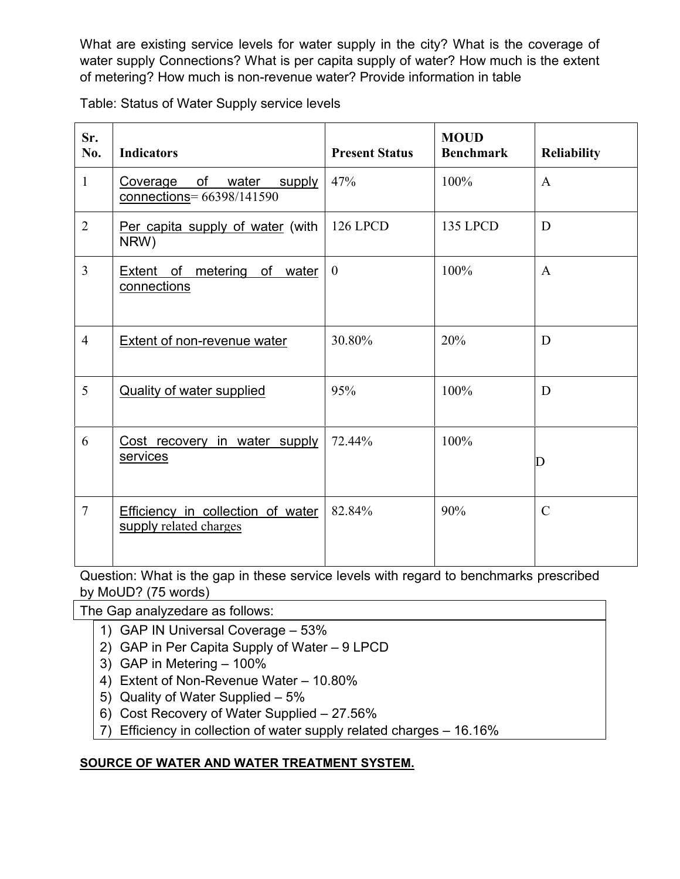What are existing service levels for water supply in the city? What is the coverage of water supply Connections? What is per capita supply of water? How much is the extent of metering? How much is non-revenue water? Provide information in table

Table: Status of Water Supply service levels

| Sr. No. | Indicators | Present Status | MOUD Benchmark | Reliability |
|---|---|---|---|---|
| 1 | Coverage of water supply connections= 66398/141590 | 47% | 100% | A |
| 2 | Per capita supply of water (with NRW) | 126 LPCD | 135 LPCD | D |
| 3 | Extent of metering of water connections | 0 | 100% | A |
| 4 | Extent of non-revenue water | 30.80% | 20% | D |
| 5 | Quality of water supplied | 95% | 100% | D |
| 6 | Cost recovery in water supply services | 72.44% | 100% | D |
| 7 | Efficiency in collection of water supply related charges | 82.84% | 90% | C |

Question: What is the gap in these service levels with regard to benchmarks prescribed by MoUD? (75 words)

The Gap analyzedare as follows:

1) GAP IN Universal Coverage – 53%
2) GAP in Per Capita Supply of Water – 9 LPCD
3) GAP in Metering – 100%
4) Extent of Non-Revenue Water – 10.80%
5) Quality of Water Supplied – 5%
6) Cost Recovery of Water Supplied – 27.56%
7) Efficiency in collection of water supply related charges – 16.16%

**SOURCE OF WATER AND WATER TREATMENT SYSTEM.**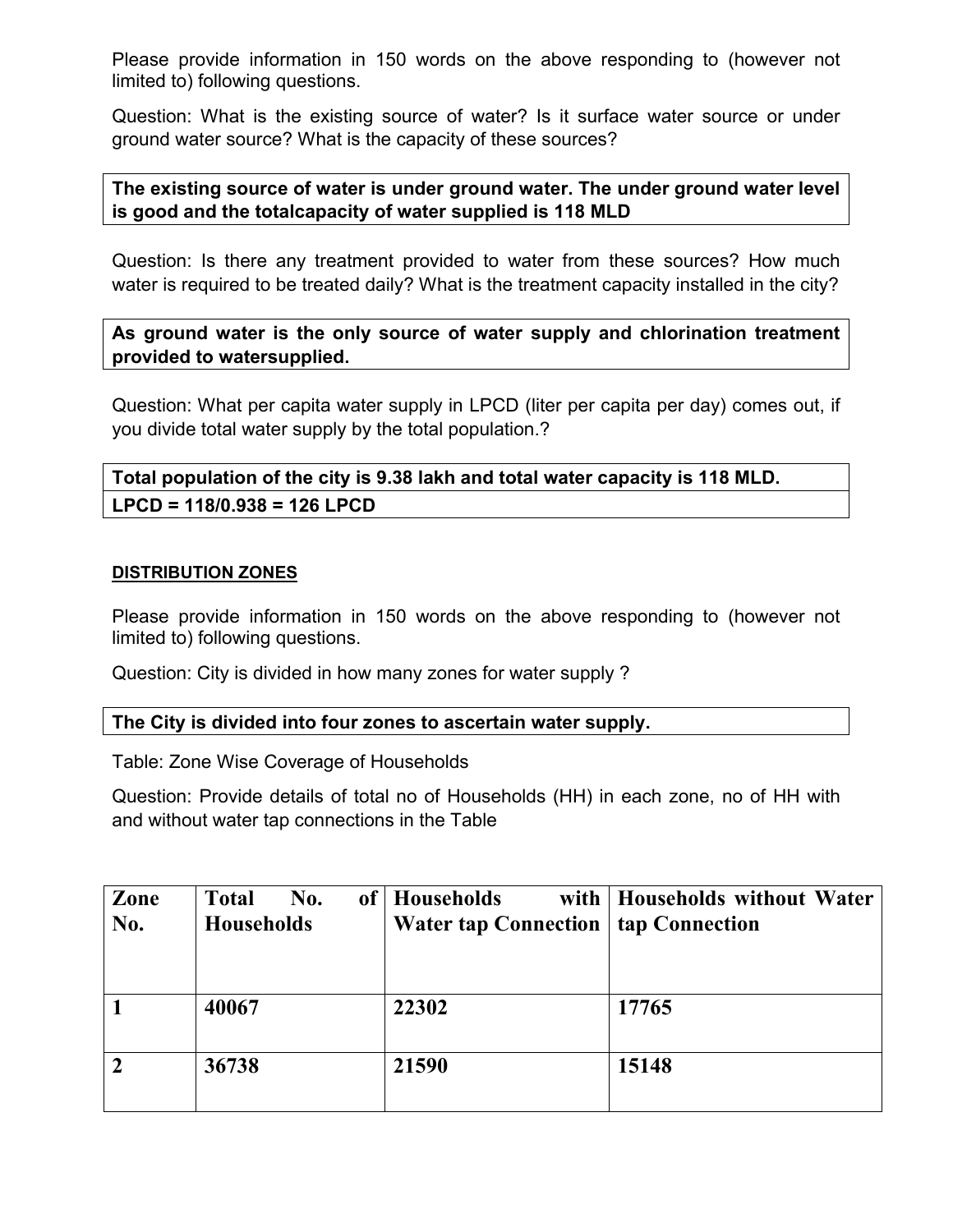Please provide information in 150 words on the above responding to (however not limited to) following questions.

Question: What is the existing source of water? Is it surface water source or under ground water source? What is the capacity of these sources?

| **The existing source of water is under ground water. The under ground water level is good and the totalcapacity of water supplied is 118 MLD** |
|---|

Question: Is there any treatment provided to water from these sources? How much water is required to be treated daily? What is the treatment capacity installed in the city?

| **As ground water is the only source of water supply and chlorination treatment provided to watersupplied.** |
|---|

Question: What per capita water supply in LPCD (liter per capita per day) comes out, if you divide total water supply by the total population.?

| **Total population of the city is 9.38 lakh and total water capacity is 118 MLD.** |
|---|
| **LPCD = 118/0.938 = 126 LPCD** |

## DISTRIBUTION ZONES

Please provide information in 150 words on the above responding to (however not limited to) following questions.

Question: City is divided in how many zones for water supply ?

| **The City is divided into four zones to ascertain water supply.** |
|---|

Table: Zone Wise Coverage of Households

Question: Provide details of total no of Households (HH) in each zone, no of HH with and without water tap connections in the Table

| Zone No. | Total No. of Households | Households with Water tap Connection | Households without Water tap Connection |
|---|---|---|---|
| 1 | 40067 | 22302 | 17765 |
| 2 | 36738 | 21590 | 15148 |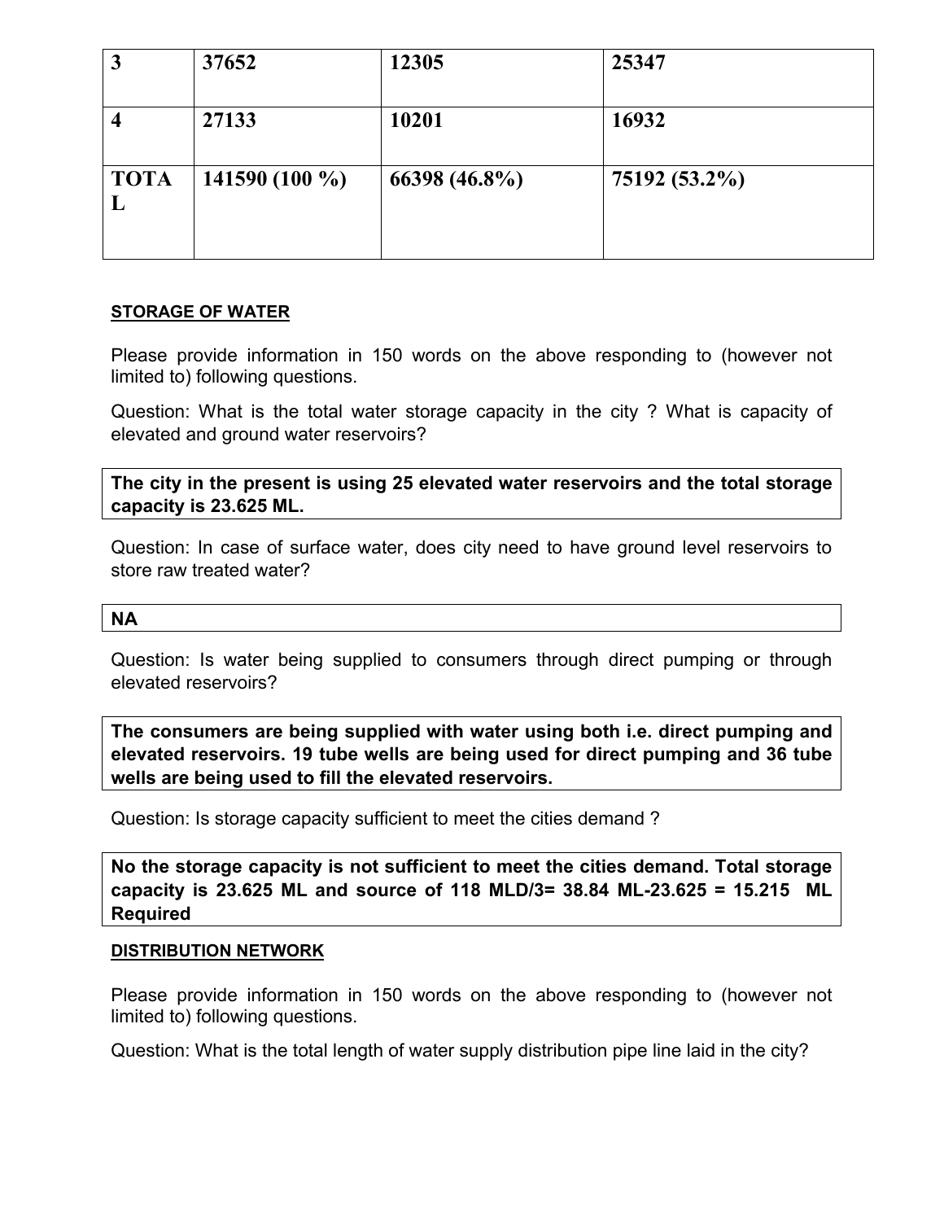| 3 | 37652 | 12305 | 25347 |
|---|---|---|---|
| 4 | 27133 | 10201 | 16932 |
| TOTAL | 141590 (100 %) | 66398 (46.8%) | 75192 (53.2%) |

**STORAGE OF WATER**

Please provide information in 150 words on the above responding to (however not limited to) following questions.

Question: What is the total water storage capacity in the city ? What is capacity of elevated and ground water reservoirs?

**The city in the present is using 25 elevated water reservoirs and the total storage capacity is 23.625 ML.**

Question: In case of surface water, does city need to have ground level reservoirs to store raw treated water?

**NA**

Question: Is water being supplied to consumers through direct pumping or through elevated reservoirs?

**The consumers are being supplied with water using both i.e. direct pumping and elevated reservoirs. 19 tube wells are being used for direct pumping and 36 tube wells are being used to fill the elevated reservoirs.**

Question: Is storage capacity sufficient to meet the cities demand ?

**No the storage capacity is not sufficient to meet the cities demand. Total storage capacity is 23.625 ML and source of 118 MLD/3= 38.84 ML-23.625 = 15.215 ML Required**

**DISTRIBUTION NETWORK**

Please provide information in 150 words on the above responding to (however not limited to) following questions.

Question: What is the total length of water supply distribution pipe line laid in the city?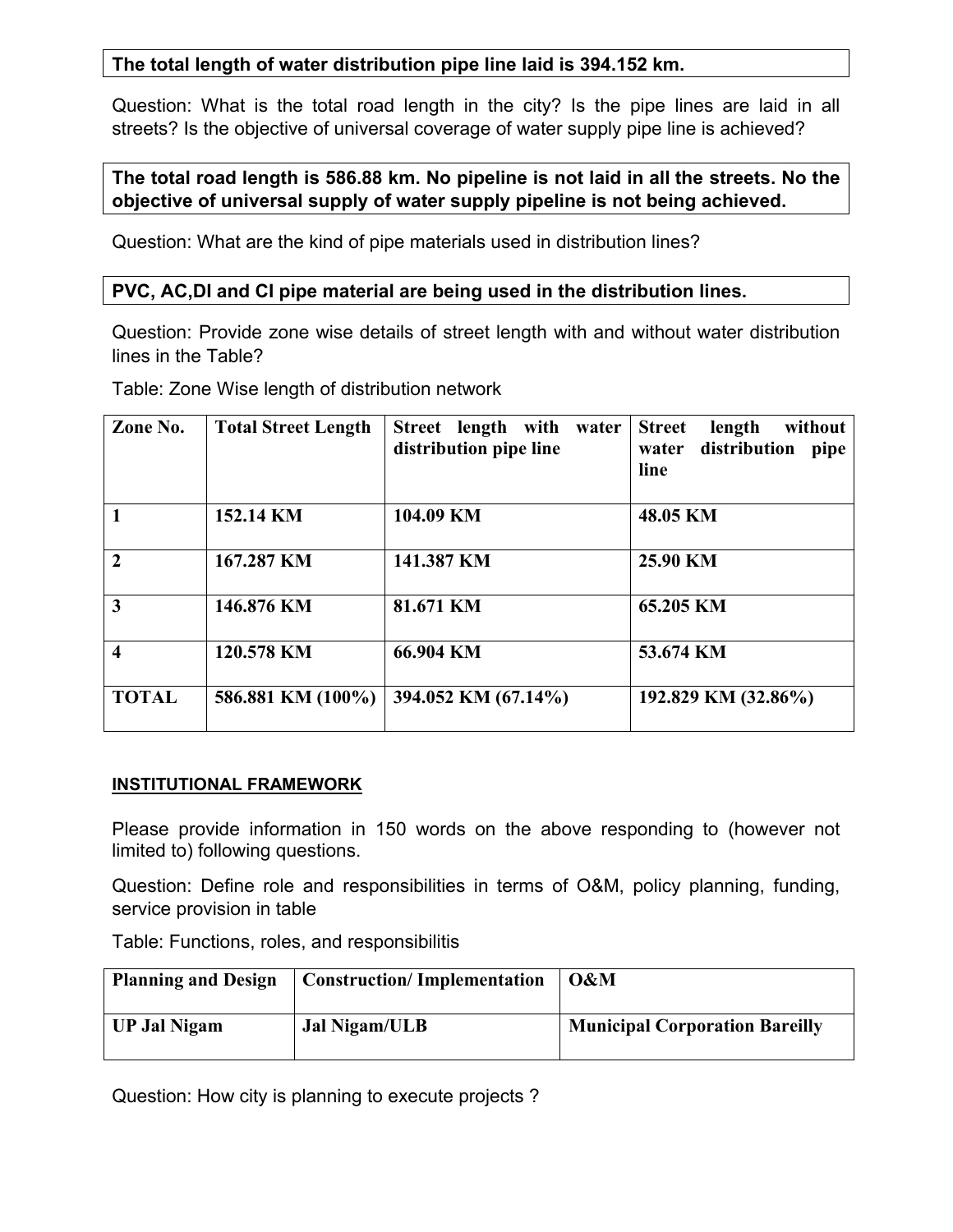**The total length of water distribution pipe line laid is 394.152 km.**

Question: What is the total road length in the city? Is the pipe lines are laid in all streets? Is the objective of universal coverage of water supply pipe line is achieved?

**The total road length is 586.88 km. No pipeline is not laid in all the streets. No the objective of universal supply of water supply pipeline is not being achieved.**

Question: What are the kind of pipe materials used in distribution lines?

**PVC, AC,DI and CI pipe material are being used in the distribution lines.**

Question: Provide zone wise details of street length with and without water distribution lines in the Table?

Table: Zone Wise length of distribution network

| Zone No. | Total Street Length | Street length with water distribution pipe line | Street length without water distribution pipe line |
|---|---|---|---|
| 1 | 152.14 KM | 104.09 KM | 48.05 KM |
| 2 | 167.287 KM | 141.387 KM | 25.90 KM |
| 3 | 146.876 KM | 81.671 KM | 65.205 KM |
| 4 | 120.578 KM | 66.904 KM | 53.674 KM |
| TOTAL | 586.881 KM (100%) | 394.052 KM (67.14%) | 192.829 KM (32.86%) |

## INSTITUTIONAL FRAMEWORK

Please provide information in 150 words on the above responding to (however not limited to) following questions.

Question: Define role and responsibilities in terms of O&M, policy planning, funding, service provision in table

Table: Functions, roles, and responsibilitis

| Planning and Design | Construction/ Implementation | O&M |
|---|---|---|
| UP Jal Nigam | Jal Nigam/ULB | Municipal Corporation Bareilly |

Question: How city is planning to execute projects ?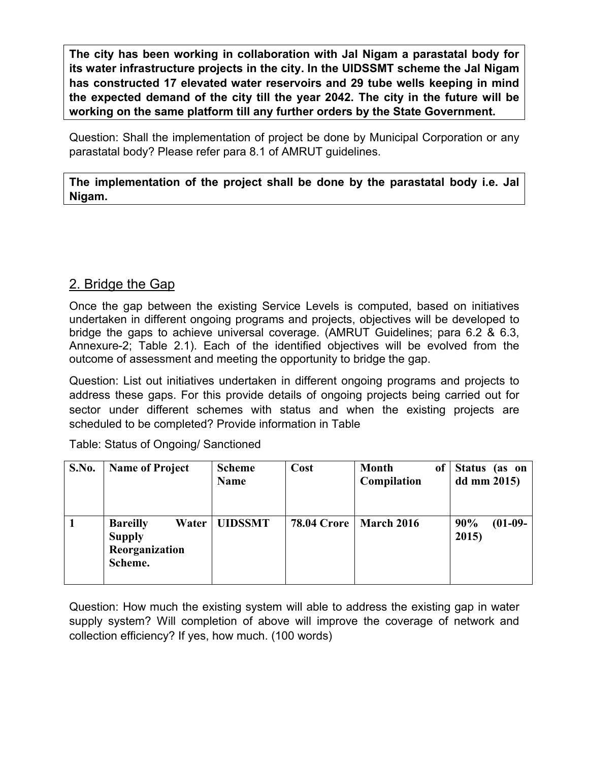**The city has been working in collaboration with Jal Nigam a parastatal body for its water infrastructure projects in the city. In the UIDSSMT scheme the Jal Nigam has constructed 17 elevated water reservoirs and 29 tube wells keeping in mind the expected demand of the city till the year 2042. The city in the future will be working on the same platform till any further orders by the State Government.**

Question: Shall the implementation of project be done by Municipal Corporation or any parastatal body? Please refer para 8.1 of AMRUT guidelines.

**The implementation of the project shall be done by the parastatal body i.e. Jal Nigam.**

## 2. Bridge the Gap

Once the gap between the existing Service Levels is computed, based on initiatives undertaken in different ongoing programs and projects, objectives will be developed to bridge the gaps to achieve universal coverage. (AMRUT Guidelines; para 6.2 & 6.3, Annexure-2; Table 2.1). Each of the identified objectives will be evolved from the outcome of assessment and meeting the opportunity to bridge the gap.

Question: List out initiatives undertaken in different ongoing programs and projects to address these gaps. For this provide details of ongoing projects being carried out for sector under different schemes with status and when the existing projects are scheduled to be completed? Provide information in Table

Table: Status of Ongoing/ Sanctioned

| S.No. | Name of Project | Scheme Name | Cost | Month of Compilation | Status (as on dd mm 2015) |
|---|---|---|---|---|---|
| **1** | **Bareilly Water Supply Reorganization Scheme.** | **UIDSSMT** | **78.04 Crore** | **March 2016** | **90% (01-09-2015)** |

Question: How much the existing system will able to address the existing gap in water supply system? Will completion of above will improve the coverage of network and collection efficiency? If yes, how much. (100 words)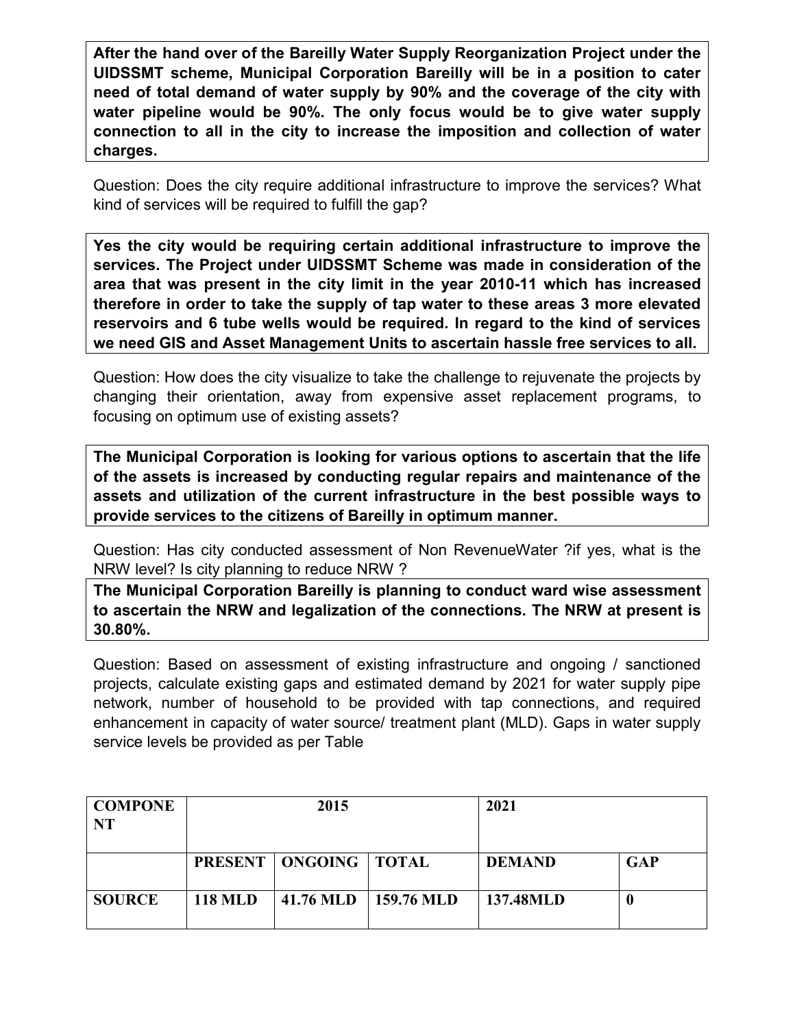**After the hand over of the Bareilly Water Supply Reorganization Project under the UIDSSMT scheme, Municipal Corporation Bareilly will be in a position to cater need of total demand of water supply by 90% and the coverage of the city with water pipeline would be 90%. The only focus would be to give water supply connection to all in the city to increase the imposition and collection of water charges.**

Question: Does the city require additional infrastructure to improve the services? What kind of services will be required to fulfill the gap?

**Yes the city would be requiring certain additional infrastructure to improve the services. The Project under UIDSSMT Scheme was made in consideration of the area that was present in the city limit in the year 2010-11 which has increased therefore in order to take the supply of tap water to these areas 3 more elevated reservoirs and 6 tube wells would be required. In regard to the kind of services we need GIS and Asset Management Units to ascertain hassle free services to all.**

Question: How does the city visualize to take the challenge to rejuvenate the projects by changing their orientation, away from expensive asset replacement programs, to focusing on optimum use of existing assets?

**The Municipal Corporation is looking for various options to ascertain that the life of the assets is increased by conducting regular repairs and maintenance of the assets and utilization of the current infrastructure in the best possible ways to provide services to the citizens of Bareilly in optimum manner.**

Question: Has city conducted assessment of Non RevenueWater ?if yes, what is the NRW level? Is city planning to reduce NRW ?

**The Municipal Corporation Bareilly is planning to conduct ward wise assessment to ascertain the NRW and legalization of the connections. The NRW at present is 30.80%.**

Question: Based on assessment of existing infrastructure and ongoing / sanctioned projects, calculate existing gaps and estimated demand by 2021 for water supply pipe network, number of household to be provided with tap connections, and required enhancement in capacity of water source/ treatment plant (MLD). Gaps in water supply service levels be provided as per Table

| COMPONENT | 2015 | | | 2021 | |
|---|---|---|---|---|---|
| | PRESENT | ONGOING | TOTAL | DEMAND | GAP |
| SOURCE | 118 MLD | 41.76 MLD | 159.76 MLD | 137.48MLD | 0 |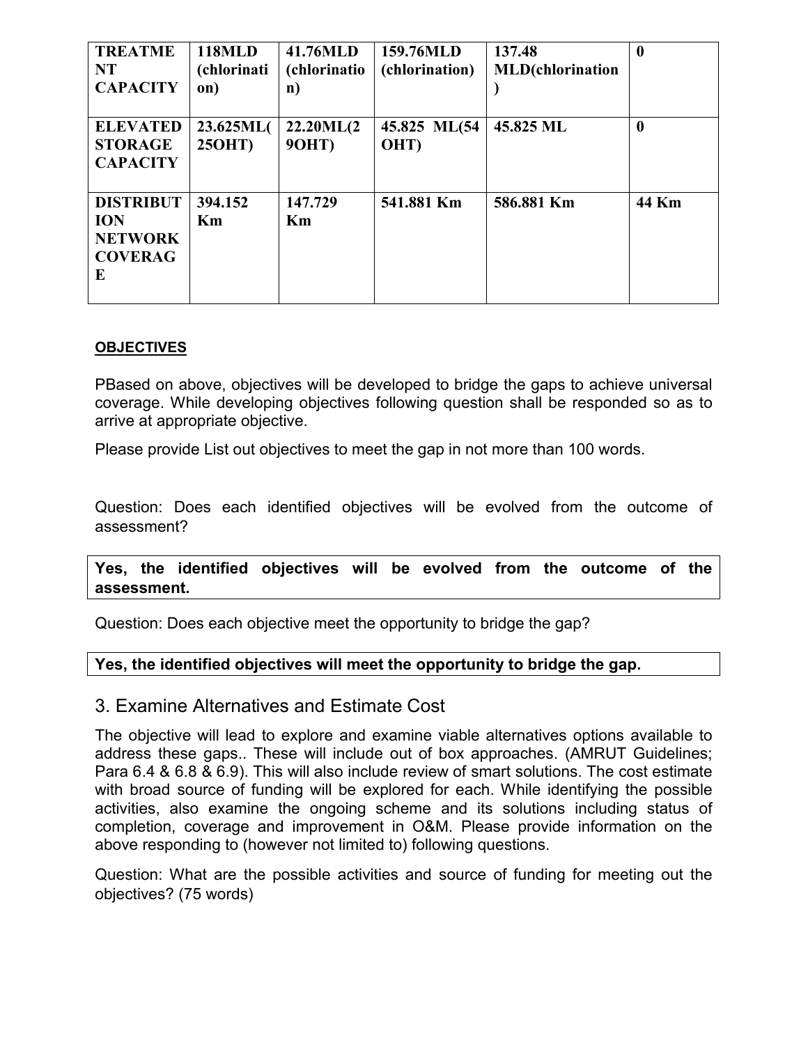| **TREATMENT CAPACITY** | **118MLD (chlorination)** | **41.76MLD (chlorination)** | **159.76MLD (chlorination)** | **137.48 MLD(chlorination)** | **0** |
|---|---|---|---|---|---|
| **ELEVATED STORAGE CAPACITY** | **23.625ML(25OHT)** | **22.20ML(29OHT)** | **45.825 ML(54 OHT)** | **45.825 ML** | **0** |
| **DISTRIBUTION NETWORK COVERAGE** | **394.152 Km** | **147.729 Km** | **541.881 Km** | **586.881 Km** | **44 Km** |

**OBJECTIVES**

PBased on above, objectives will be developed to bridge the gaps to achieve universal coverage. While developing objectives following question shall be responded so as to arrive at appropriate objective.

Please provide List out objectives to meet the gap in not more than 100 words.

Question: Does each identified objectives will be evolved from the outcome of assessment?

**Yes, the identified objectives will be evolved from the outcome of the assessment.**

Question: Does each objective meet the opportunity to bridge the gap?

**Yes, the identified objectives will meet the opportunity to bridge the gap.**

## 3. Examine Alternatives and Estimate Cost

The objective will lead to explore and examine viable alternatives options available to address these gaps.. These will include out of box approaches. (AMRUT Guidelines; Para 6.4 & 6.8 & 6.9). This will also include review of smart solutions. The cost estimate with broad source of funding will be explored for each. While identifying the possible activities, also examine the ongoing scheme and its solutions including status of completion, coverage and improvement in O&M. Please provide information on the above responding to (however not limited to) following questions.

Question: What are the possible activities and source of funding for meeting out the objectives? (75 words)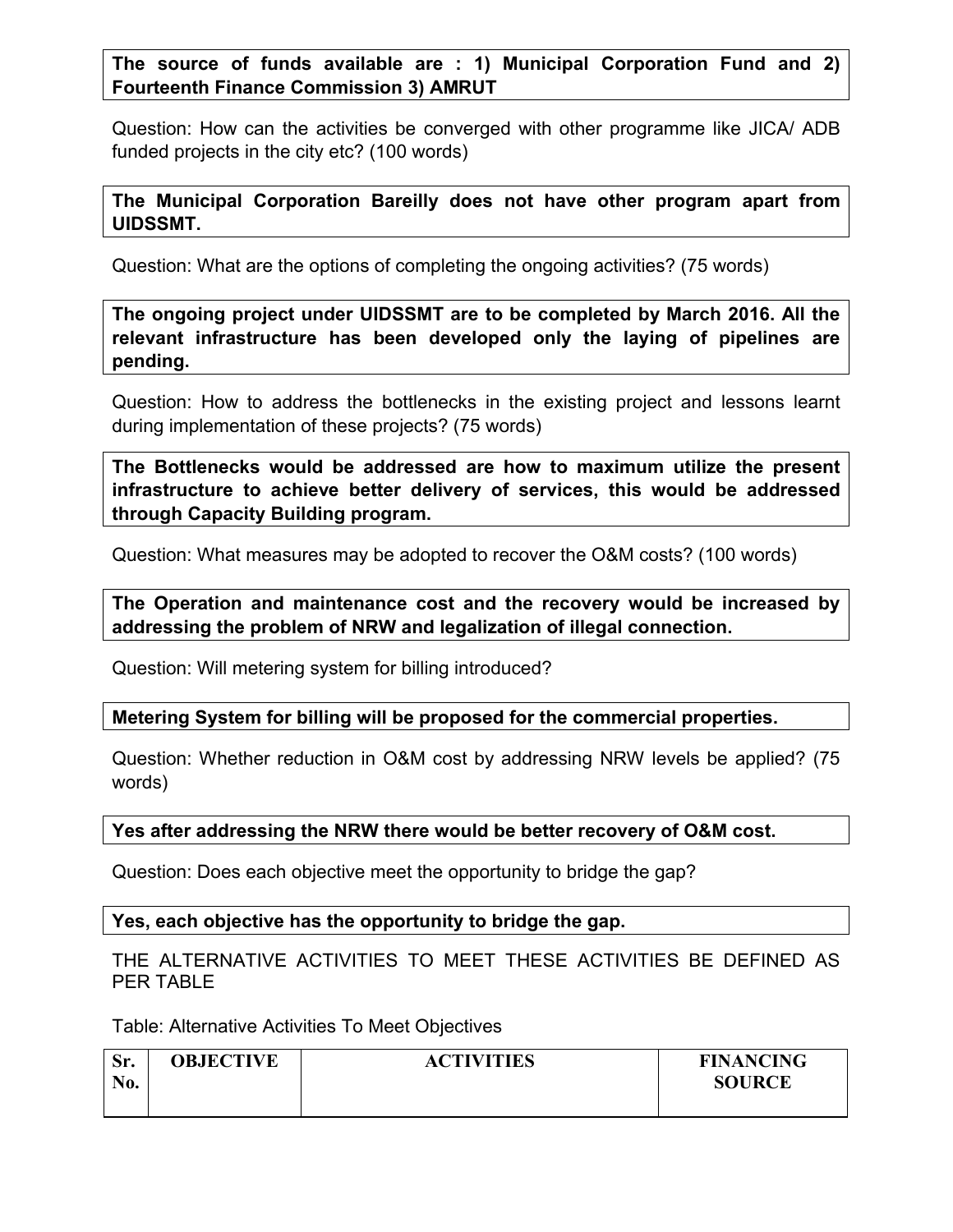**The source of funds available are : 1) Municipal Corporation Fund and 2) Fourteenth Finance Commission 3) AMRUT**

Question: How can the activities be converged with other programme like JICA/ ADB funded projects in the city etc? (100 words)

**The Municipal Corporation Bareilly does not have other program apart from UIDSSMT.**

Question: What are the options of completing the ongoing activities? (75 words)

**The ongoing project under UIDSSMT are to be completed by March 2016. All the relevant infrastructure has been developed only the laying of pipelines are pending.**

Question: How to address the bottlenecks in the existing project and lessons learnt during implementation of these projects? (75 words)

**The Bottlenecks would be addressed are how to maximum utilize the present infrastructure to achieve better delivery of services, this would be addressed through Capacity Building program.**

Question: What measures may be adopted to recover the O&M costs? (100 words)

**The Operation and maintenance cost and the recovery would be increased by addressing the problem of NRW and legalization of illegal connection.**

Question: Will metering system for billing introduced?

**Metering System for billing will be proposed for the commercial properties.**

Question: Whether reduction in O&M cost by addressing NRW levels be applied? (75 words)

**Yes after addressing the NRW there would be better recovery of O&M cost.**

Question: Does each objective meet the opportunity to bridge the gap?

**Yes, each objective has the opportunity to bridge the gap.**

THE ALTERNATIVE ACTIVITIES TO MEET THESE ACTIVITIES BE DEFINED AS PER TABLE

Table: Alternative Activities To Meet Objectives

| Sr. No. | OBJECTIVE | ACTIVITIES | FINANCING SOURCE |
|---|---|---|---|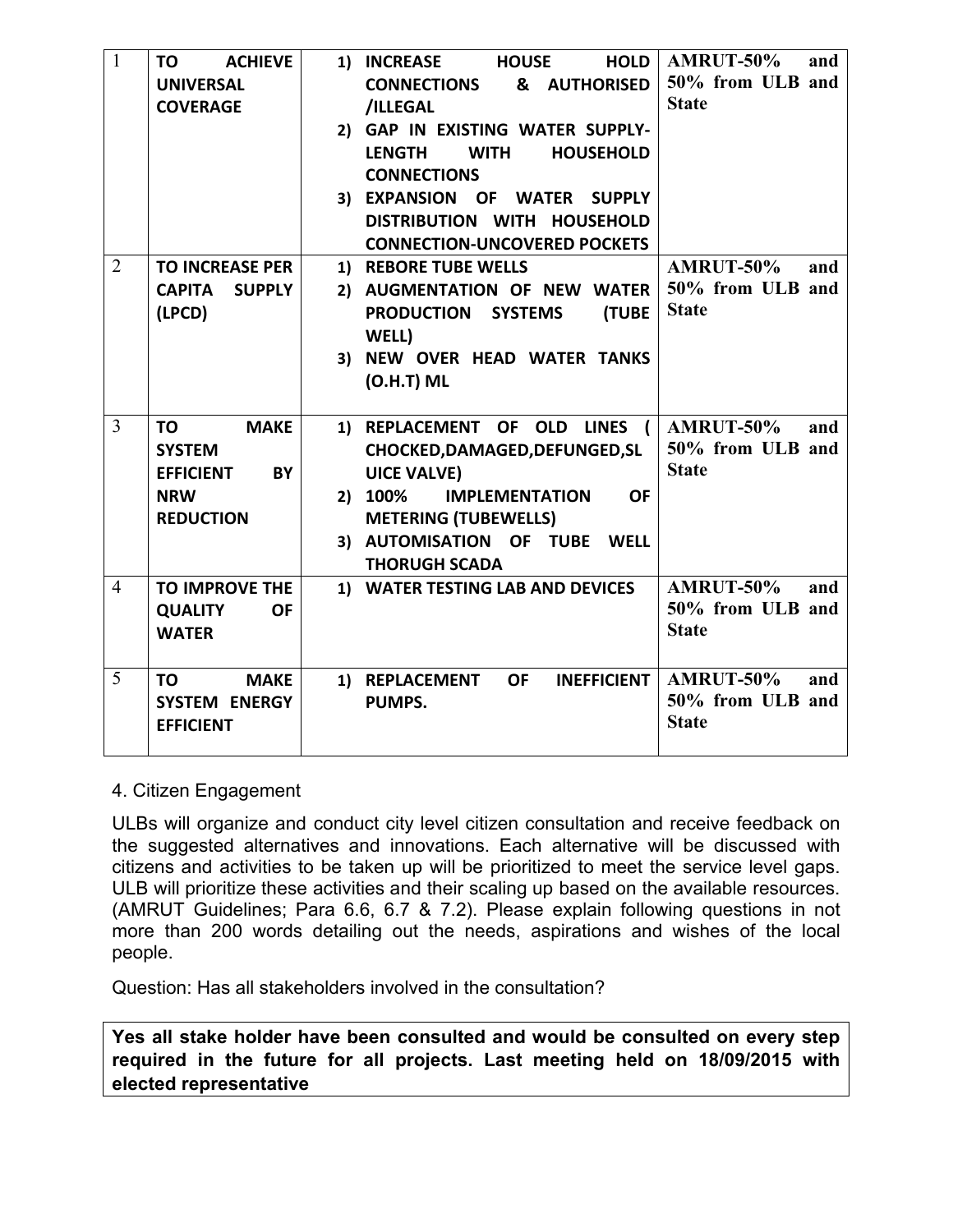| 1 | **TO ACHIEVE UNIVERSAL COVERAGE** | **1) INCREASE HOUSE HOLD CONNECTIONS & AUTHORISED /ILLEGAL**<br>**2) GAP IN EXISTING WATER SUPPLY-LENGTH WITH HOUSEHOLD CONNECTIONS**<br>**3) EXPANSION OF WATER SUPPLY DISTRIBUTION WITH HOUSEHOLD CONNECTION-UNCOVERED POCKETS** | **AMRUT-50% and 50% from ULB and State** |
|---|---|---|---|
| 2 | **TO INCREASE PER CAPITA SUPPLY (LPCD)** | **1) REBORE TUBE WELLS**<br>**2) AUGMENTATION OF NEW WATER PRODUCTION SYSTEMS (TUBE WELL)**<br>**3) NEW OVER HEAD WATER TANKS (O.H.T) ML** | **AMRUT-50% and 50% from ULB and State** |
| 3 | **TO MAKE SYSTEM EFFICIENT BY NRW REDUCTION** | **1) REPLACEMENT OF OLD LINES ( CHOCKED,DAMAGED,DEFUNGED,SLUICE VALVE)**<br>**2) 100% IMPLEMENTATION OF METERING (TUBEWELLS)**<br>**3) AUTOMISATION OF TUBE WELL THORUGH SCADA** | **AMRUT-50% and 50% from ULB and State** |
| 4 | **TO IMPROVE THE QUALITY OF WATER** | **1) WATER TESTING LAB AND DEVICES** | **AMRUT-50% and 50% from ULB and State** |
| 5 | **TO MAKE SYSTEM ENERGY EFFICIENT** | **1) REPLACEMENT OF INEFFICIENT PUMPS.** | **AMRUT-50% and 50% from ULB and State** |

4. Citizen Engagement

ULBs will organize and conduct city level citizen consultation and receive feedback on the suggested alternatives and innovations. Each alternative will be discussed with citizens and activities to be taken up will be prioritized to meet the service level gaps. ULB will prioritize these activities and their scaling up based on the available resources. (AMRUT Guidelines; Para 6.6, 6.7 & 7.2). Please explain following questions in not more than 200 words detailing out the needs, aspirations and wishes of the local people.

Question: Has all stakeholders involved in the consultation?

**Yes all stake holder have been consulted and would be consulted on every step required in the future for all projects. Last meeting held on 18/09/2015 with elected representative**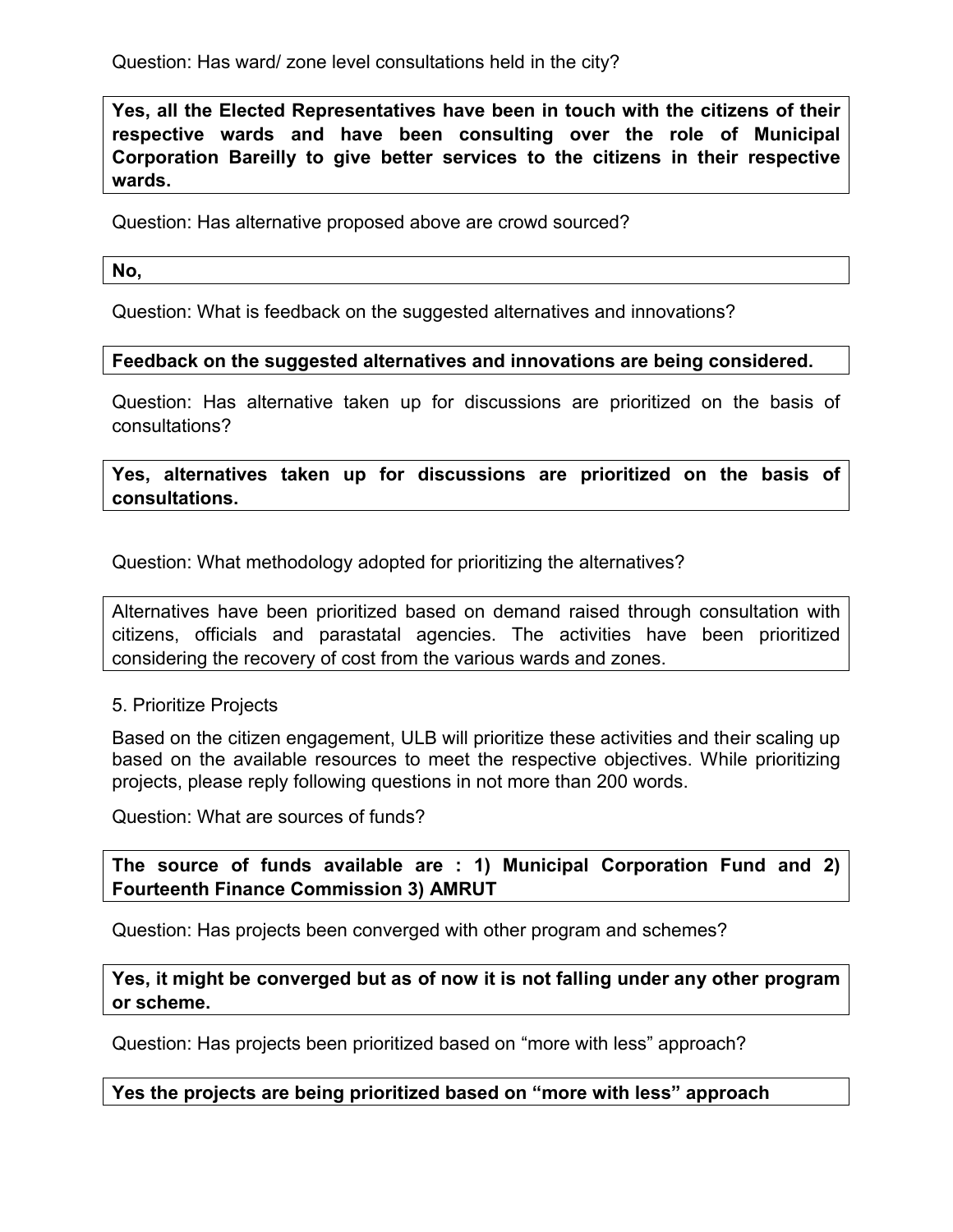Question: Has ward/ zone level consultations held in the city?

**Yes, all the Elected Representatives have been in touch with the citizens of their respective wards and have been consulting over the role of Municipal Corporation Bareilly to give better services to the citizens in their respective wards.**

Question: Has alternative proposed above are crowd sourced?

**No,**

Question: What is feedback on the suggested alternatives and innovations?

**Feedback on the suggested alternatives and innovations are being considered.**

Question: Has alternative taken up for discussions are prioritized on the basis of consultations?

**Yes, alternatives taken up for discussions are prioritized on the basis of consultations.**

Question: What methodology adopted for prioritizing the alternatives?

Alternatives have been prioritized based on demand raised through consultation with citizens, officials and parastatal agencies. The activities have been prioritized considering the recovery of cost from the various wards and zones.

5. Prioritize Projects

Based on the citizen engagement, ULB will prioritize these activities and their scaling up based on the available resources to meet the respective objectives. While prioritizing projects, please reply following questions in not more than 200 words.

Question: What are sources of funds?

**The source of funds available are : 1) Municipal Corporation Fund and 2) Fourteenth Finance Commission 3) AMRUT**

Question: Has projects been converged with other program and schemes?

**Yes, it might be converged but as of now it is not falling under any other program or scheme.**

Question: Has projects been prioritized based on "more with less" approach?

**Yes the projects are being prioritized based on "more with less" approach**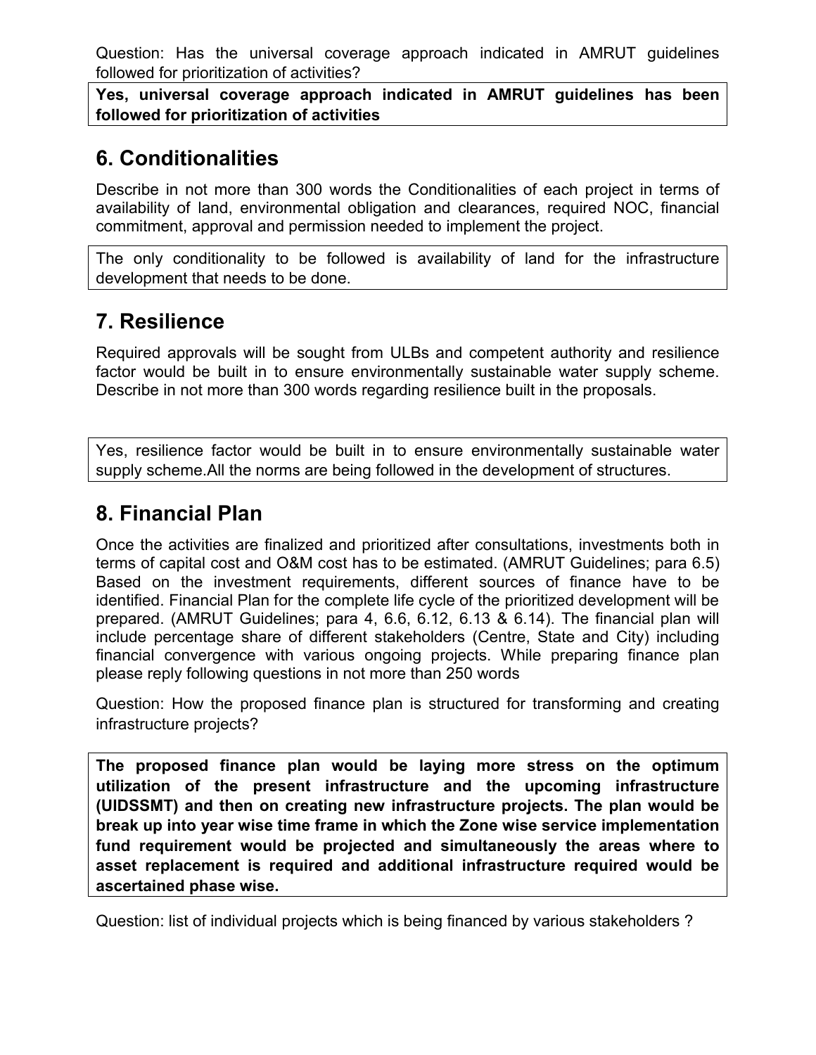Question: Has the universal coverage approach indicated in AMRUT guidelines followed for prioritization of activities?

**Yes, universal coverage approach indicated in AMRUT guidelines has been followed for prioritization of activities**

## 6. Conditionalities

Describe in not more than 300 words the Conditionalities of each project in terms of availability of land, environmental obligation and clearances, required NOC, financial commitment, approval and permission needed to implement the project.

The only conditionality to be followed is availability of land for the infrastructure development that needs to be done.

## 7. Resilience

Required approvals will be sought from ULBs and competent authority and resilience factor would be built in to ensure environmentally sustainable water supply scheme. Describe in not more than 300 words regarding resilience built in the proposals.

Yes, resilience factor would be built in to ensure environmentally sustainable water supply scheme.All the norms are being followed in the development of structures.

## 8. Financial Plan

Once the activities are finalized and prioritized after consultations, investments both in terms of capital cost and O&M cost has to be estimated. (AMRUT Guidelines; para 6.5) Based on the investment requirements, different sources of finance have to be identified. Financial Plan for the complete life cycle of the prioritized development will be prepared. (AMRUT Guidelines; para 4, 6.6, 6.12, 6.13 & 6.14). The financial plan will include percentage share of different stakeholders (Centre, State and City) including financial convergence with various ongoing projects. While preparing finance plan please reply following questions in not more than 250 words

Question: How the proposed finance plan is structured for transforming and creating infrastructure projects?

**The proposed finance plan would be laying more stress on the optimum utilization of the present infrastructure and the upcoming infrastructure (UIDSSMT) and then on creating new infrastructure projects. The plan would be break up into year wise time frame in which the Zone wise service implementation fund requirement would be projected and simultaneously the areas where to asset replacement is required and additional infrastructure required would be ascertained phase wise.**

Question: list of individual projects which is being financed by various stakeholders ?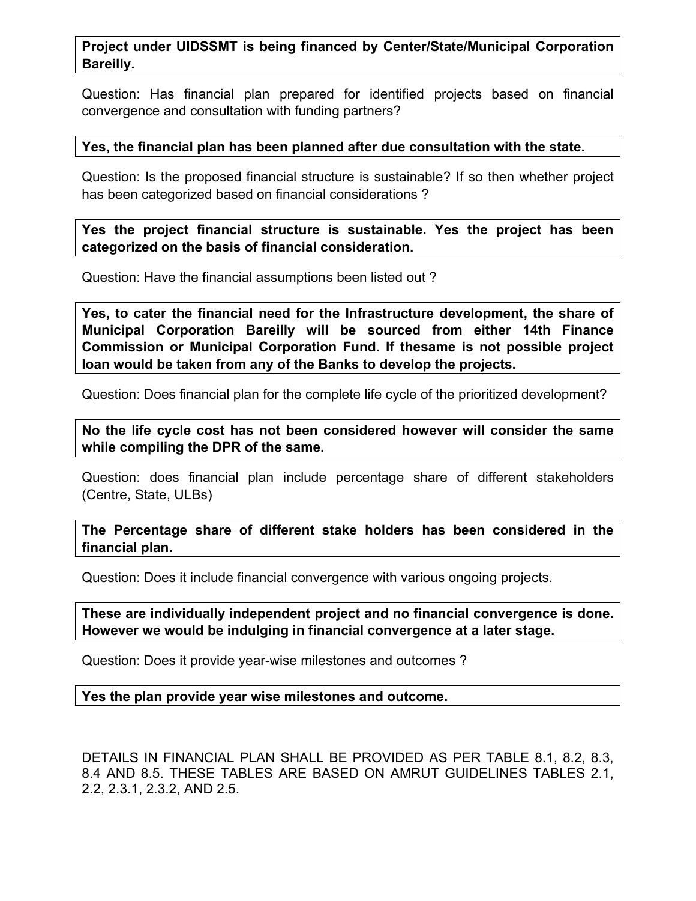**Project under UIDSSMT is being financed by Center/State/Municipal Corporation Bareilly.**

Question: Has financial plan prepared for identified projects based on financial convergence and consultation with funding partners?

**Yes, the financial plan has been planned after due consultation with the state.**

Question: Is the proposed financial structure is sustainable? If so then whether project has been categorized based on financial considerations ?

**Yes the project financial structure is sustainable. Yes the project has been categorized on the basis of financial consideration.**

Question: Have the financial assumptions been listed out ?

**Yes, to cater the financial need for the Infrastructure development, the share of Municipal Corporation Bareilly will be sourced from either 14th Finance Commission or Municipal Corporation Fund. If thesame is not possible project loan would be taken from any of the Banks to develop the projects.**

Question: Does financial plan for the complete life cycle of the prioritized development?

**No the life cycle cost has not been considered however will consider the same while compiling the DPR of the same.**

Question: does financial plan include percentage share of different stakeholders (Centre, State, ULBs)

**The Percentage share of different stake holders has been considered in the financial plan.**

Question: Does it include financial convergence with various ongoing projects.

**These are individually independent project and no financial convergence is done. However we would be indulging in financial convergence at a later stage.**

Question: Does it provide year-wise milestones and outcomes ?

**Yes the plan provide year wise milestones and outcome.**

DETAILS IN FINANCIAL PLAN SHALL BE PROVIDED AS PER TABLE 8.1, 8.2, 8.3, 8.4 AND 8.5. THESE TABLES ARE BASED ON AMRUT GUIDELINES TABLES 2.1, 2.2, 2.3.1, 2.3.2, AND 2.5.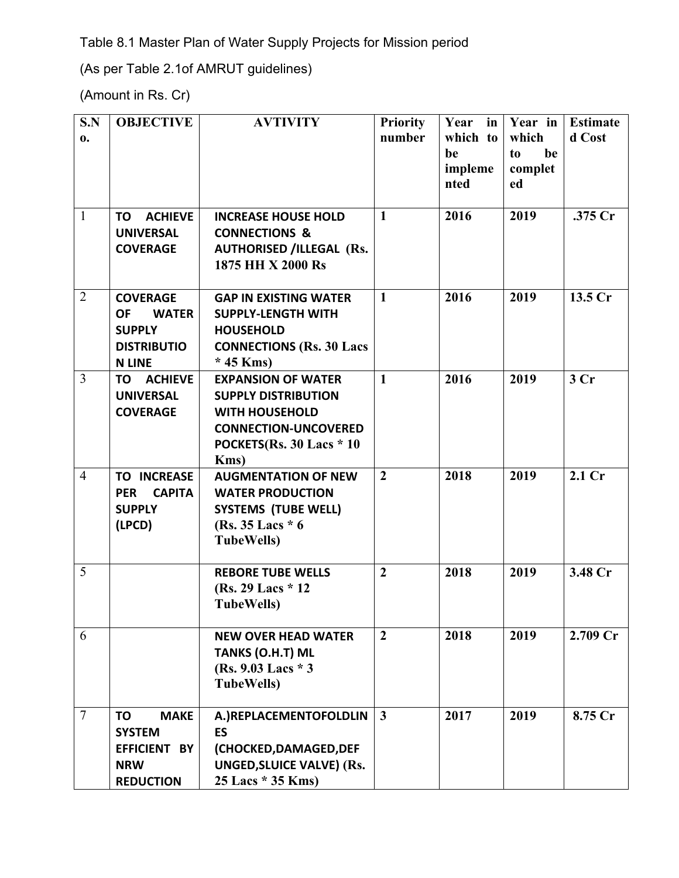Table 8.1 Master Plan of Water Supply Projects for Mission period

(As per Table 2.1of AMRUT guidelines)

(Amount in Rs. Cr)

| S.No. | OBJECTIVE | AVTIVITY | Priority number | Year in which to be implemented | Year in which to be completed | Estimated Cost |
|---|---|---|---|---|---|---|
| 1 | **TO ACHIEVE UNIVERSAL COVERAGE** | **INCREASE HOUSE HOLD CONNECTIONS & AUTHORISED /ILLEGAL (Rs. 1875 HH X 2000 Rs** | **1** | **2016** | **2019** | **.375 Cr** |
| 2 | **COVERAGE OF WATER SUPPLY DISTRIBUTION LINE** | **GAP IN EXISTING WATER SUPPLY-LENGTH WITH HOUSEHOLD CONNECTIONS (Rs. 30 Lacs * 45 Kms)** | **1** | **2016** | **2019** | **13.5 Cr** |
| 3 | **TO ACHIEVE UNIVERSAL COVERAGE** | **EXPANSION OF WATER SUPPLY DISTRIBUTION WITH HOUSEHOLD CONNECTION-UNCOVERED POCKETS(Rs. 30 Lacs * 10 Kms)** | **1** | **2016** | **2019** | **3 Cr** |
| 4 | **TO INCREASE PER CAPITA SUPPLY (LPCD)** | **AUGMENTATION OF NEW WATER PRODUCTION SYSTEMS (TUBE WELL) (Rs. 35 Lacs * 6 TubeWells)** | **2** | **2018** | **2019** | **2.1 Cr** |
| 5 | | **REBORE TUBE WELLS (Rs. 29 Lacs * 12 TubeWells)** | **2** | **2018** | **2019** | **3.48 Cr** |
| 6 | | **NEW OVER HEAD WATER TANKS (O.H.T) ML (Rs. 9.03 Lacs * 3 TubeWells)** | **2** | **2018** | **2019** | **2.709 Cr** |
| 7 | **TO MAKE SYSTEM EFFICIENT BY NRW REDUCTION** | **A.)REPLACEMENTOFOLDLINES (CHOCKED,DAMAGED,DEFUNGED,SLUICE VALVE) (Rs. 25 Lacs * 35 Kms)** | **3** | **2017** | **2019** | **8.75 Cr** |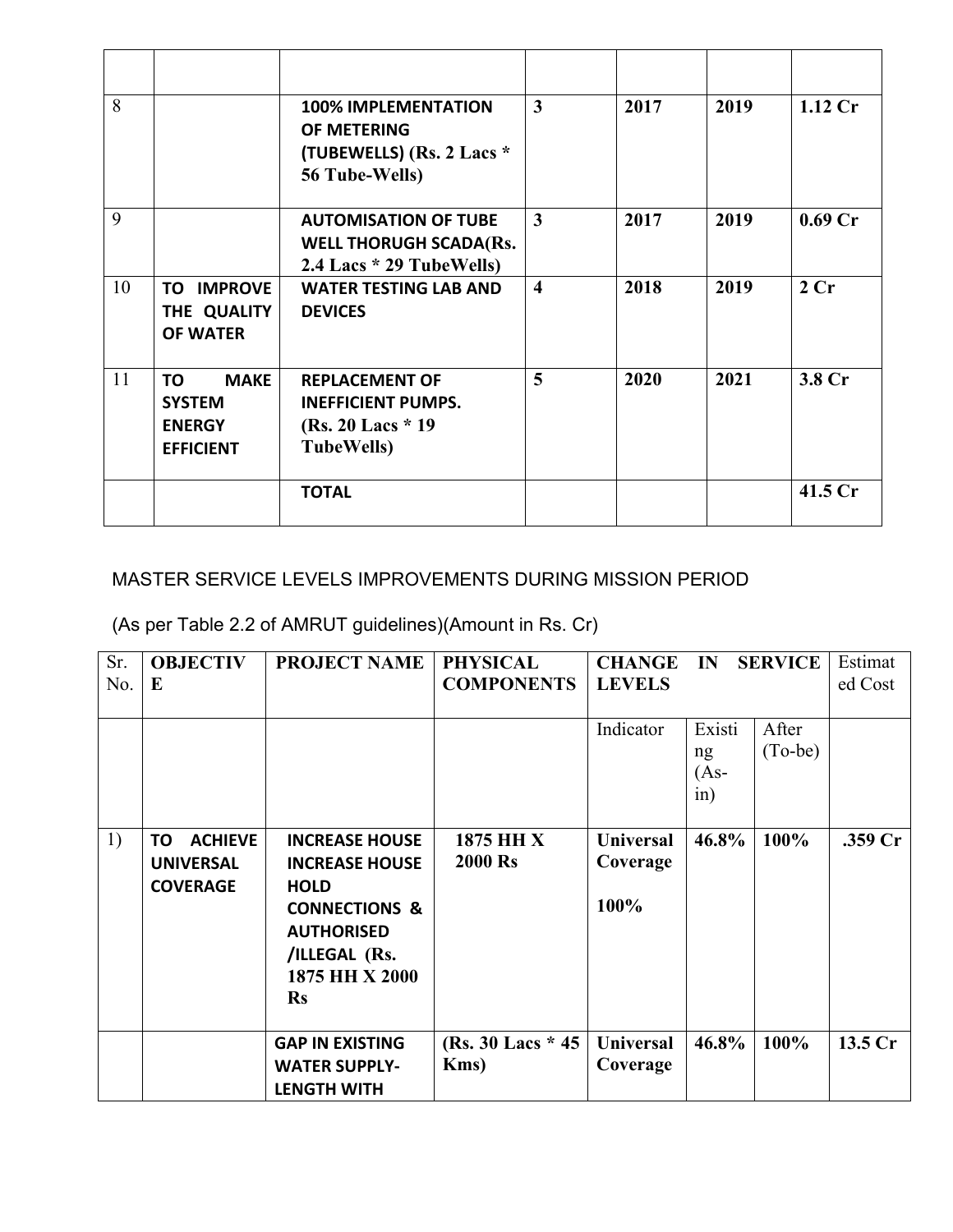| | | | | | | |
|---|---|---|---|---|---|---|
| 8 | | **100% IMPLEMENTATION OF METERING (TUBEWELLS) (Rs. 2 Lacs * 56 Tube-Wells)** | **3** | **2017** | **2019** | **1.12 Cr** |
| 9 | | **AUTOMISATION OF TUBE WELL THORUGH SCADA(Rs. 2.4 Lacs * 29 TubeWells)** | **3** | **2017** | **2019** | **0.69 Cr** |
| 10 | **TO IMPROVE THE QUALITY OF WATER** | **WATER TESTING LAB AND DEVICES** | **4** | **2018** | **2019** | **2 Cr** |
| 11 | **TO MAKE SYSTEM ENERGY EFFICIENT** | **REPLACEMENT OF INEFFICIENT PUMPS. (Rs. 20 Lacs * 19 TubeWells)** | **5** | **2020** | **2021** | **3.8 Cr** |
| | | **TOTAL** | | | | **41.5 Cr** |

MASTER SERVICE LEVELS IMPROVEMENTS DURING MISSION PERIOD

(As per Table 2.2 of AMRUT guidelines)(Amount in Rs. Cr)

| Sr. No. | **OBJECTIVE** | **PROJECT NAME** | **PHYSICAL COMPONENTS** | **CHANGE IN SERVICE LEVELS** | | | Estimated Cost |
|---|---|---|---|---|---|---|---|
| | | | | Indicator | Existing (As-in) | After (To-be) | |
| 1) | **TO ACHIEVE UNIVERSAL COVERAGE** | **INCREASE HOUSE INCREASE HOUSE HOLD CONNECTIONS & AUTHORISED /ILLEGAL (Rs. 1875 HH X 2000 Rs** | **1875 HH X 2000 Rs** | **Universal Coverage 100%** | **46.8%** | **100%** | **.359 Cr** |
| | | **GAP IN EXISTING WATER SUPPLY-LENGTH WITH** | **(Rs. 30 Lacs * 45 Kms)** | **Universal Coverage** | **46.8%** | **100%** | **13.5 Cr** |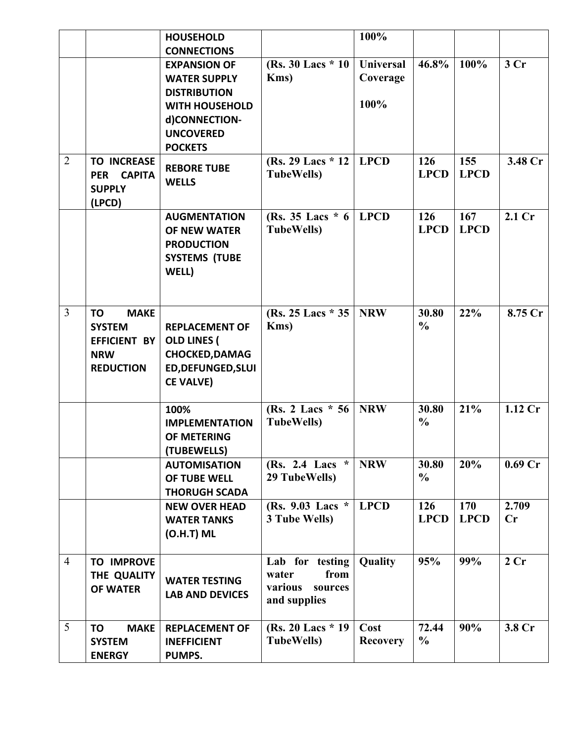| | | | | | | | |
|---|---|---|---|---|---|---|---|
| | | **HOUSEHOLD CONNECTIONS** | | **100%** | | | |
| | | **EXPANSION OF WATER SUPPLY DISTRIBUTION WITH HOUSEHOLD d)CONNECTION-UNCOVERED POCKETS** | **(Rs. 30 Lacs * 10 Kms)** | **Universal Coverage 100%** | **46.8%** | **100%** | **3 Cr** |
| 2 | **TO INCREASE PER CAPITA SUPPLY (LPCD)** | **REBORE TUBE WELLS** | **(Rs. 29 Lacs * 12 TubeWells)** | **LPCD** | **126 LPCD** | **155 LPCD** | **3.48 Cr** |
| | | **AUGMENTATION OF NEW WATER PRODUCTION SYSTEMS (TUBE WELL)** | **(Rs. 35 Lacs * 6 TubeWells)** | **LPCD** | **126 LPCD** | **167 LPCD** | **2.1 Cr** |
| 3 | **TO MAKE SYSTEM EFFICIENT BY NRW REDUCTION** | **REPLACEMENT OF OLD LINES ( CHOCKED,DAMAGED,DEFUNGED,SLUICE VALVE)** | **(Rs. 25 Lacs * 35 Kms)** | **NRW** | **30.80 %** | **22%** | **8.75 Cr** |
| | | **100% IMPLEMENTATION OF METERING (TUBEWELLS)** | **(Rs. 2 Lacs * 56 TubeWells)** | **NRW** | **30.80 %** | **21%** | **1.12 Cr** |
| | | **AUTOMISATION OF TUBE WELL THORUGH SCADA** | **(Rs. 2.4 Lacs * 29 TubeWells)** | **NRW** | **30.80 %** | **20%** | **0.69 Cr** |
| | | **NEW OVER HEAD WATER TANKS (O.H.T) ML** | **(Rs. 9.03 Lacs * 3 Tube Wells)** | **LPCD** | **126 LPCD** | **170 LPCD** | **2.709 Cr** |
| 4 | **TO IMPROVE THE QUALITY OF WATER** | **WATER TESTING LAB AND DEVICES** | **Lab for testing water from various sources and supplies** | **Quality** | **95%** | **99%** | **2 Cr** |
| 5 | **TO MAKE SYSTEM ENERGY** | **REPLACEMENT OF INEFFICIENT PUMPS.** | **(Rs. 20 Lacs * 19 TubeWells)** | **Cost Recovery** | **72.44 %** | **90%** | **3.8 Cr** |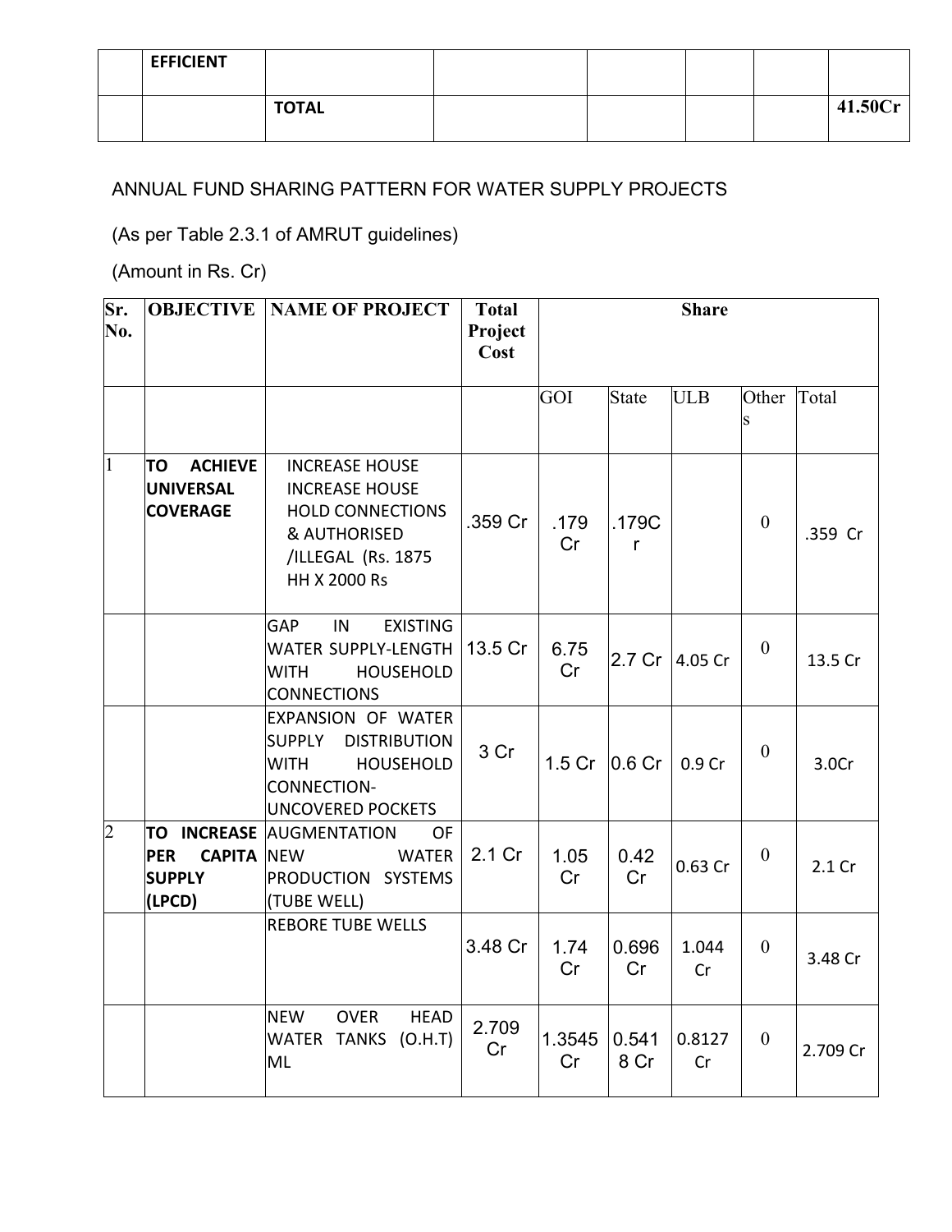|  | EFFICIENT |  |  |  |  |  |  |
|---|---|---|---|---|---|---|---|
|  |  | TOTAL |  |  |  |  | 41.50Cr |

ANNUAL FUND SHARING PATTERN FOR WATER SUPPLY PROJECTS

(As per Table 2.3.1 of AMRUT guidelines)

(Amount in Rs. Cr)

| Sr. No. | OBJECTIVE | NAME OF PROJECT | Total Project Cost | Share | | | | |
|---|---|---|---|---|---|---|---|---|
|  |  |  |  | GOI | State | ULB | Others | Total |
| 1 | **TO ACHIEVE UNIVERSAL COVERAGE** | INCREASE HOUSE INCREASE HOUSE HOLD CONNECTIONS & AUTHORISED /ILLEGAL (Rs. 1875 HH X 2000 Rs | .359 Cr | .179 Cr | .179Cr |  | 0 | .359 Cr |
|  |  | GAP IN EXISTING WATER SUPPLY-LENGTH WITH HOUSEHOLD CONNECTIONS | 13.5 Cr | 6.75 Cr | 2.7 Cr | 4.05 Cr | 0 | 13.5 Cr |
|  |  | EXPANSION OF WATER SUPPLY DISTRIBUTION WITH HOUSEHOLD CONNECTION-UNCOVERED POCKETS | 3 Cr | 1.5 Cr | 0.6 Cr | 0.9 Cr | 0 | 3.0Cr |
| 2 | **TO INCREASE PER CAPITA SUPPLY (LPCD)** | AUGMENTATION OF NEW WATER PRODUCTION SYSTEMS (TUBE WELL) | 2.1 Cr | 1.05 Cr | 0.42 Cr | 0.63 Cr | 0 | 2.1 Cr |
|  |  | REBORE TUBE WELLS | 3.48 Cr | 1.74 Cr | 0.696 Cr | 1.044 Cr | 0 | 3.48 Cr |
|  |  | NEW OVER HEAD WATER TANKS (O.H.T) ML | 2.709 Cr | 1.3545 Cr | 0.5418 Cr | 0.8127 Cr | 0 | 2.709 Cr |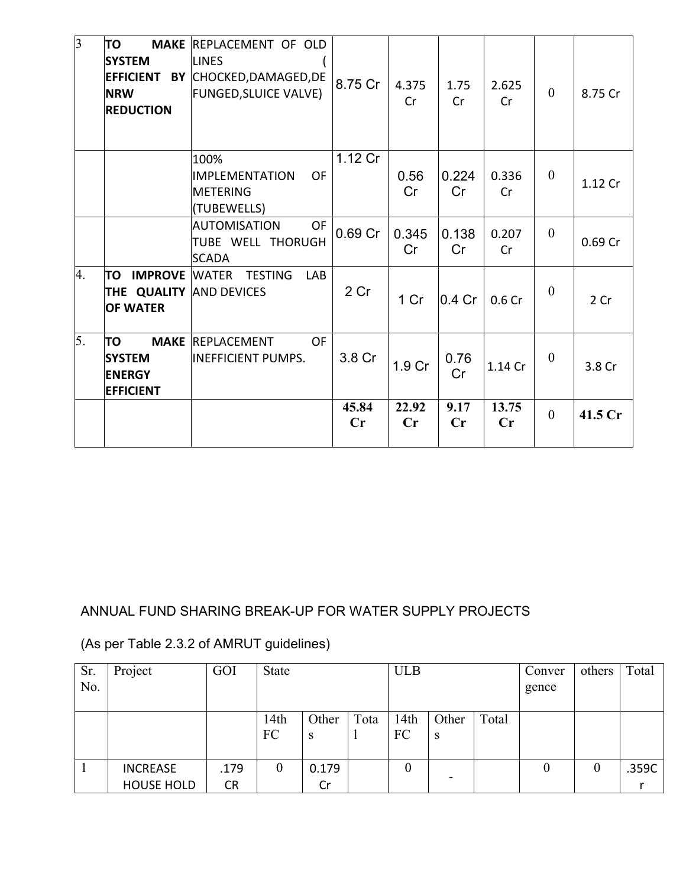| 3 | TO MAKE SYSTEM EFFICIENT BY NRW REDUCTION | REPLACEMENT OF OLD LINES ( CHOCKED,DAMAGED,DEFUNGED,SLUICE VALVE) | 8.75 Cr | 4.375 Cr | 1.75 Cr | 2.625 Cr | 0 | 8.75 Cr |
|---|---|---|---|---|---|---|---|---|
| | | 100% IMPLEMENTATION OF METERING (TUBEWELLS) | 1.12 Cr | 0.56 Cr | 0.224 Cr | 0.336 Cr | 0 | 1.12 Cr |
| | | AUTOMISATION OF TUBE WELL THORUGH SCADA | 0.69 Cr | 0.345 Cr | 0.138 Cr | 0.207 Cr | 0 | 0.69 Cr |
| 4. | TO IMPROVE THE QUALITY OF WATER | WATER TESTING LAB AND DEVICES | 2 Cr | 1 Cr | 0.4 Cr | 0.6 Cr | 0 | 2 Cr |
| 5. | TO MAKE SYSTEM ENERGY EFFICIENT | REPLACEMENT OF INEFFICIENT PUMPS. | 3.8 Cr | 1.9 Cr | 0.76 Cr | 1.14 Cr | 0 | 3.8 Cr |
| | | | **45.84 Cr** | **22.92 Cr** | **9.17 Cr** | **13.75 Cr** | 0 | **41.5 Cr** |

ANNUAL FUND SHARING BREAK-UP FOR WATER SUPPLY PROJECTS

(As per Table 2.3.2 of AMRUT guidelines)

| Sr. No. | Project | GOI | State | | | ULB | | | Convergence | others | Total |
|---|---|---|---|---|---|---|---|---|---|---|---|
| | | | 14th FC | Others | Total | 14th FC | Others | Total | | | |
| 1 | INCREASE HOUSE HOLD | .179 CR | 0 | 0.179 Cr | | 0 | - | | 0 | 0 | .359Cr |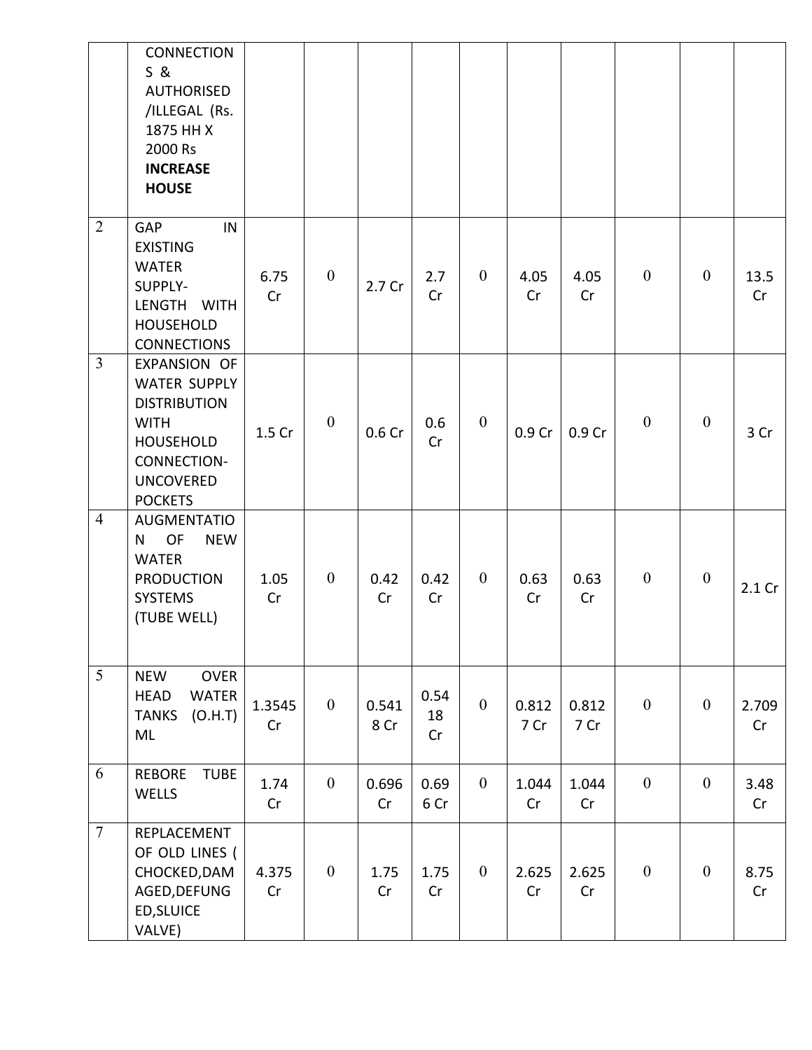| | | | | | | | | | | | |
|---|---|---|---|---|---|---|---|---|---|---|---|
| | CONNECTIONS & AUTHORISED /ILLEGAL (Rs. 1875 HH X 2000 Rs **INCREASE HOUSE** | | | | | | | | | | |
| 2 | GAP IN EXISTING WATER SUPPLY- LENGTH WITH HOUSEHOLD CONNECTIONS | 6.75 Cr | 0 | 2.7 Cr | 2.7 Cr | 0 | 4.05 Cr | 4.05 Cr | 0 | 0 | 13.5 Cr |
| 3 | EXPANSION OF WATER SUPPLY DISTRIBUTION WITH HOUSEHOLD CONNECTION- UNCOVERED POCKETS | 1.5 Cr | 0 | 0.6 Cr | 0.6 Cr | 0 | 0.9 Cr | 0.9 Cr | 0 | 0 | 3 Cr |
| 4 | AUGMENTATION OF NEW WATER PRODUCTION SYSTEMS (TUBE WELL) | 1.05 Cr | 0 | 0.42 Cr | 0.42 Cr | 0 | 0.63 Cr | 0.63 Cr | 0 | 0 | 2.1 Cr |
| 5 | NEW OVER HEAD WATER TANKS (O.H.T) ML | 1.3545 Cr | 0 | 0.5418 Cr | 0.5418 Cr | 0 | 0.8127 Cr | 0.8127 Cr | 0 | 0 | 2.709 Cr |
| 6 | REBORE TUBE WELLS | 1.74 Cr | 0 | 0.696 Cr | 0.696 Cr | 0 | 1.044 Cr | 1.044 Cr | 0 | 0 | 3.48 Cr |
| 7 | REPLACEMENT OF OLD LINES ( CHOCKED,DAMAGED,DEFUNGED,SLUICE VALVE) | 4.375 Cr | 0 | 1.75 Cr | 1.75 Cr | 0 | 2.625 Cr | 2.625 Cr | 0 | 0 | 8.75 Cr |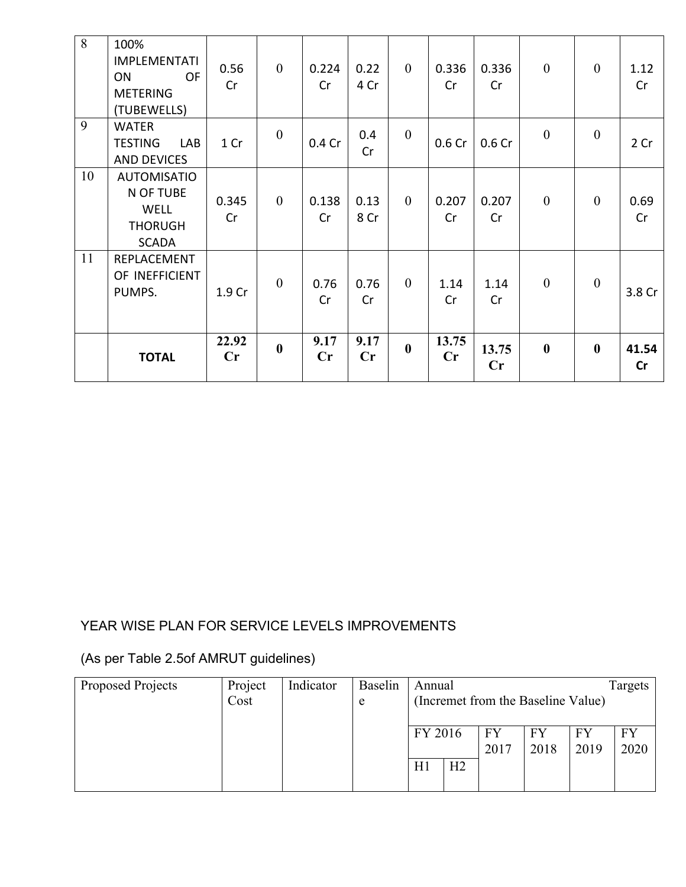| 8 | 100% IMPLEMENTATION OF METERING (TUBEWELLS) | 0.56 Cr | 0 | 0.224 Cr | 0.224 Cr | 0 | 0.336 Cr | 0.336 Cr | 0 | 0 | 1.12 Cr |
|---|---|---|---|---|---|---|---|---|---|---|---|
| 9 | WATER TESTING LAB AND DEVICES | 1 Cr | 0 | 0.4 Cr | 0.4 Cr | 0 | 0.6 Cr | 0.6 Cr | 0 | 0 | 2 Cr |
| 10 | AUTOMISATION OF TUBE WELL THORUGH SCADA | 0.345 Cr | 0 | 0.138 Cr | 0.138 Cr | 0 | 0.207 Cr | 0.207 Cr | 0 | 0 | 0.69 Cr |
| 11 | REPLACEMENT OF INEFFICIENT PUMPS. | 1.9 Cr | 0 | 0.76 Cr | 0.76 Cr | 0 | 1.14 Cr | 1.14 Cr | 0 | 0 | 3.8 Cr |
| | **TOTAL** | **22.92 Cr** | **0** | **9.17 Cr** | **9.17 Cr** | **0** | **13.75 Cr** | **13.75 Cr** | **0** | **0** | **41.54 Cr** |

YEAR WISE PLAN FOR SERVICE LEVELS IMPROVEMENTS

(As per Table 2.5of AMRUT guidelines)

| Proposed Projects | Project Cost | Indicator | Baseline | Annual Targets (Incremet from the Baseline Value) | | | | | |
|---|---|---|---|---|---|---|---|---|---|
| | | | | FY 2016 | | FY 2017 | FY 2018 | FY 2019 | FY 2020 |
| | | | | H1 | H2 | | | | |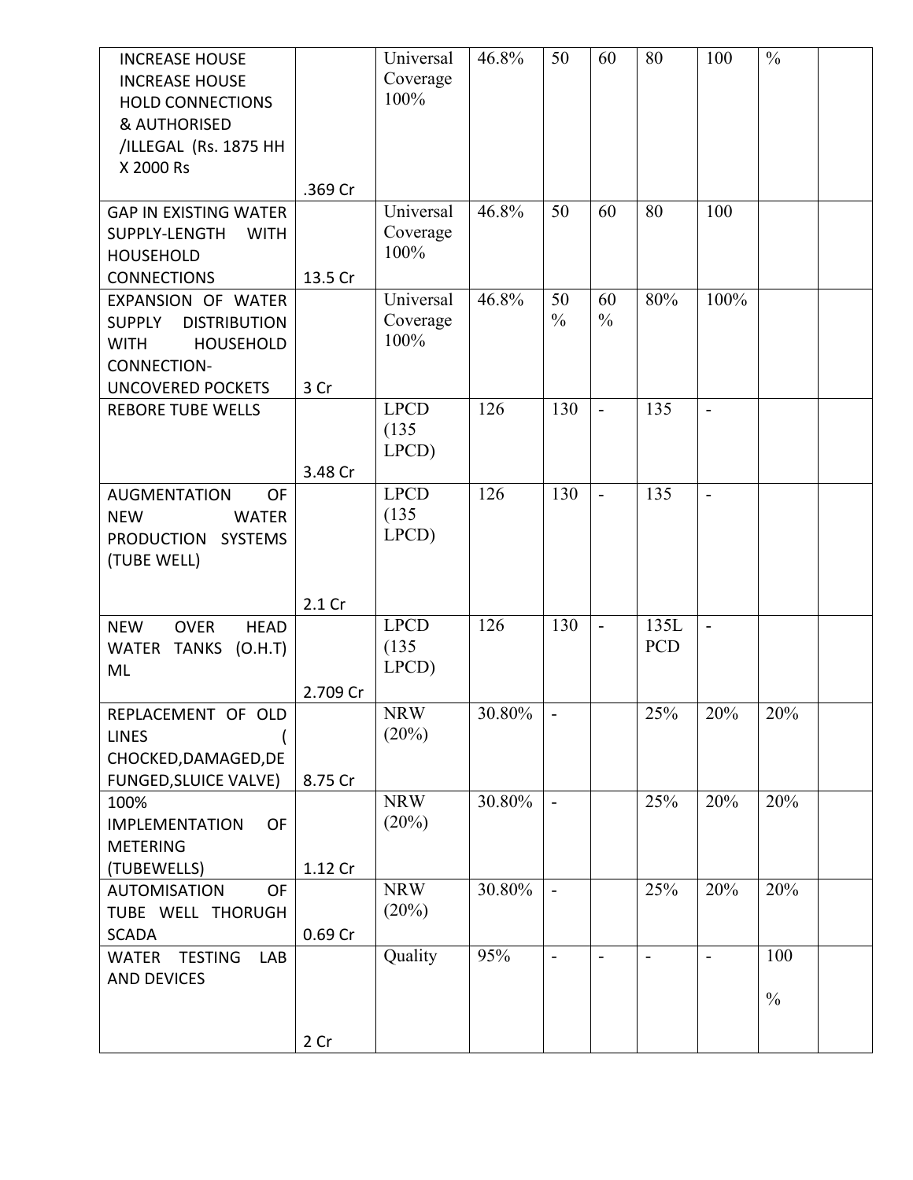| | | | | | | | | | | |
|---|---|---|---|---|---|---|---|---|---|---|
| INCREASE HOUSE INCREASE HOUSE HOLD CONNECTIONS & AUTHORISED /ILLEGAL (Rs. 1875 HH X 2000 Rs | .369 Cr | Universal Coverage 100% | 46.8% | 50 | 60 | 80 | 100 | % | |
| GAP IN EXISTING WATER SUPPLY-LENGTH WITH HOUSEHOLD CONNECTIONS | 13.5 Cr | Universal Coverage 100% | 46.8% | 50 | 60 | 80 | 100 | | |
| EXPANSION OF WATER SUPPLY DISTRIBUTION WITH HOUSEHOLD CONNECTION- UNCOVERED POCKETS | 3 Cr | Universal Coverage 100% | 46.8% | 50 % | 60 % | 80% | 100% | | |
| REBORE TUBE WELLS | 3.48 Cr | LPCD (135 LPCD) | 126 | 130 | - | 135 | - | | |
| AUGMENTATION OF NEW WATER PRODUCTION SYSTEMS (TUBE WELL) | 2.1 Cr | LPCD (135 LPCD) | 126 | 130 | - | 135 | - | | |
| NEW OVER HEAD WATER TANKS (O.H.T) ML | 2.709 Cr | LPCD (135 LPCD) | 126 | 130 | - | 135L PCD | - | | |
| REPLACEMENT OF OLD LINES ( CHOCKED,DAMAGED,DE FUNGED,SLUICE VALVE) | 8.75 Cr | NRW (20%) | 30.80% | - | | 25% | 20% | 20% | |
| 100% IMPLEMENTATION OF METERING (TUBEWELLS) | 1.12 Cr | NRW (20%) | 30.80% | - | | 25% | 20% | 20% | |
| AUTOMISATION OF TUBE WELL THORUGH SCADA | 0.69 Cr | NRW (20%) | 30.80% | - | | 25% | 20% | 20% | |
| WATER TESTING LAB AND DEVICES | 2 Cr | Quality | 95% | - | - | - | - | 100 % | |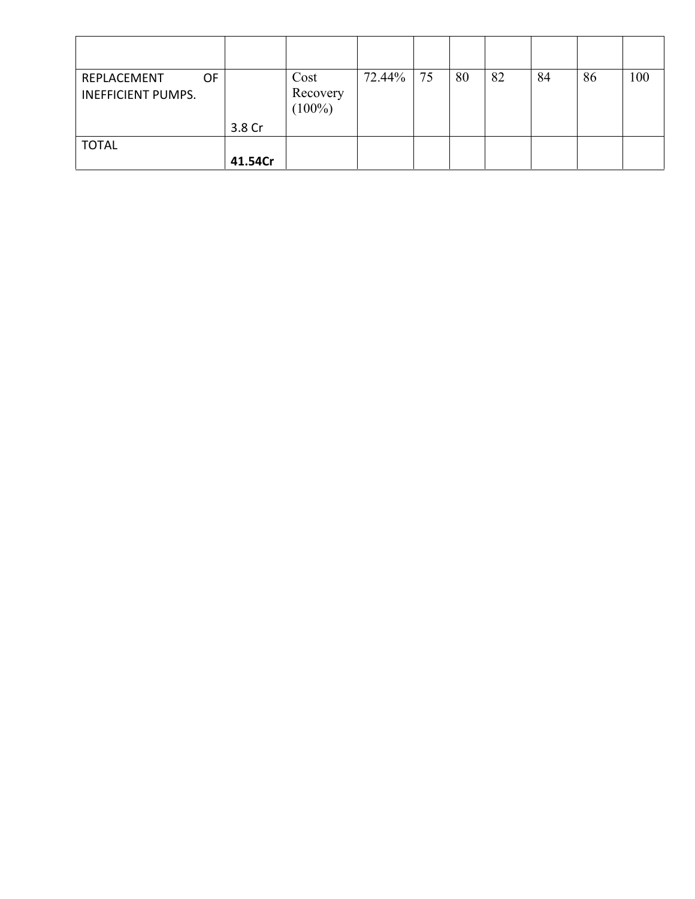| | | | | | | | | | | |
|---|---|---|---|---|---|---|---|---|---|---|
| | | | | | | | | | | |
| REPLACEMENT OF INEFFICIENT PUMPS. | 3.8 Cr | Cost Recovery (100%) | 72.44% | 75 | 80 | 82 | 84 | 86 | 100 | |
| TOTAL | **41.54Cr** | | | | | | | | | |